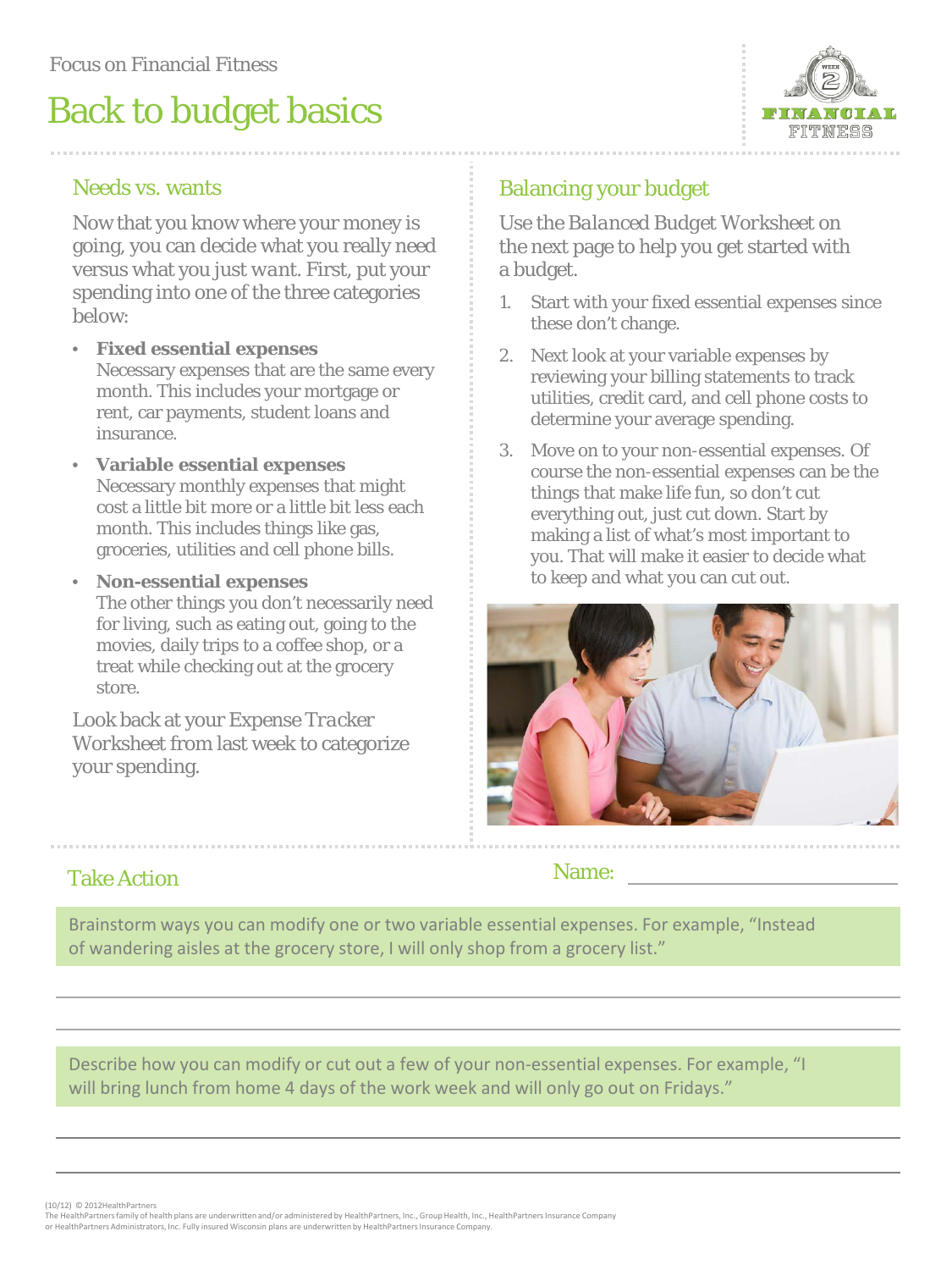Focus on Financial Fitness

# Back to budget basics

## Needs vs. wants

Now that you know where your money is going, you can decide what you really need versus what you just *want*. First, put your spending into one of the three categories below:

- **Fixed essential expenses**
  Necessary expenses that are the same every month. This includes your mortgage or rent, car payments, student loans and insurance.
- **Variable essential expenses**
  Necessary monthly expenses that might cost a little bit more or a little bit less each month. This includes things like gas, groceries, utilities and cell phone bills.
- **Non-essential expenses**
  The other things you don't necessarily need for living, such as eating out, going to the movies, daily trips to a coffee shop, or a treat while checking out at the grocery store.

Look back at your *Expense Tracker Worksheet* from last week to categorize your spending.

## Balancing your budget

Use the *Balanced Budget Worksheet* on the next page to help you get started with a budget.

1. Start with your fixed essential expenses since these don't change.
2. Next look at your variable expenses by reviewing your billing statements to track utilities, credit card, and cell phone costs to determine your average spending.
3. Move on to your non-essential expenses. Of course the non-essential expenses can be the things that make life fun, so don't cut everything out, just cut down. Start by making a list of what's most important to you. That will make it easier to decide what to keep and what you can cut out.

## Take Action

Name: ______________________

Brainstorm ways you can modify one or two variable essential expenses. For example, "Instead of wandering aisles at the grocery store, I will only shop from a grocery list."

______________________________________________________________________

______________________________________________________________________

Describe how you can modify or cut out a few of your non-essential expenses. For example, "I will bring lunch from home 4 days of the work week and will only go out on Fridays."

______________________________________________________________________

______________________________________________________________________

(10/12) © 2012HealthPartners
The HealthPartners family of health plans are underwritten and/or administered by HealthPartners, Inc., Group Health, Inc., HealthPartners Insurance Company or HealthPartners Administrators, Inc. Fully insured Wisconsin plans are underwritten by HealthPartners Insurance Company.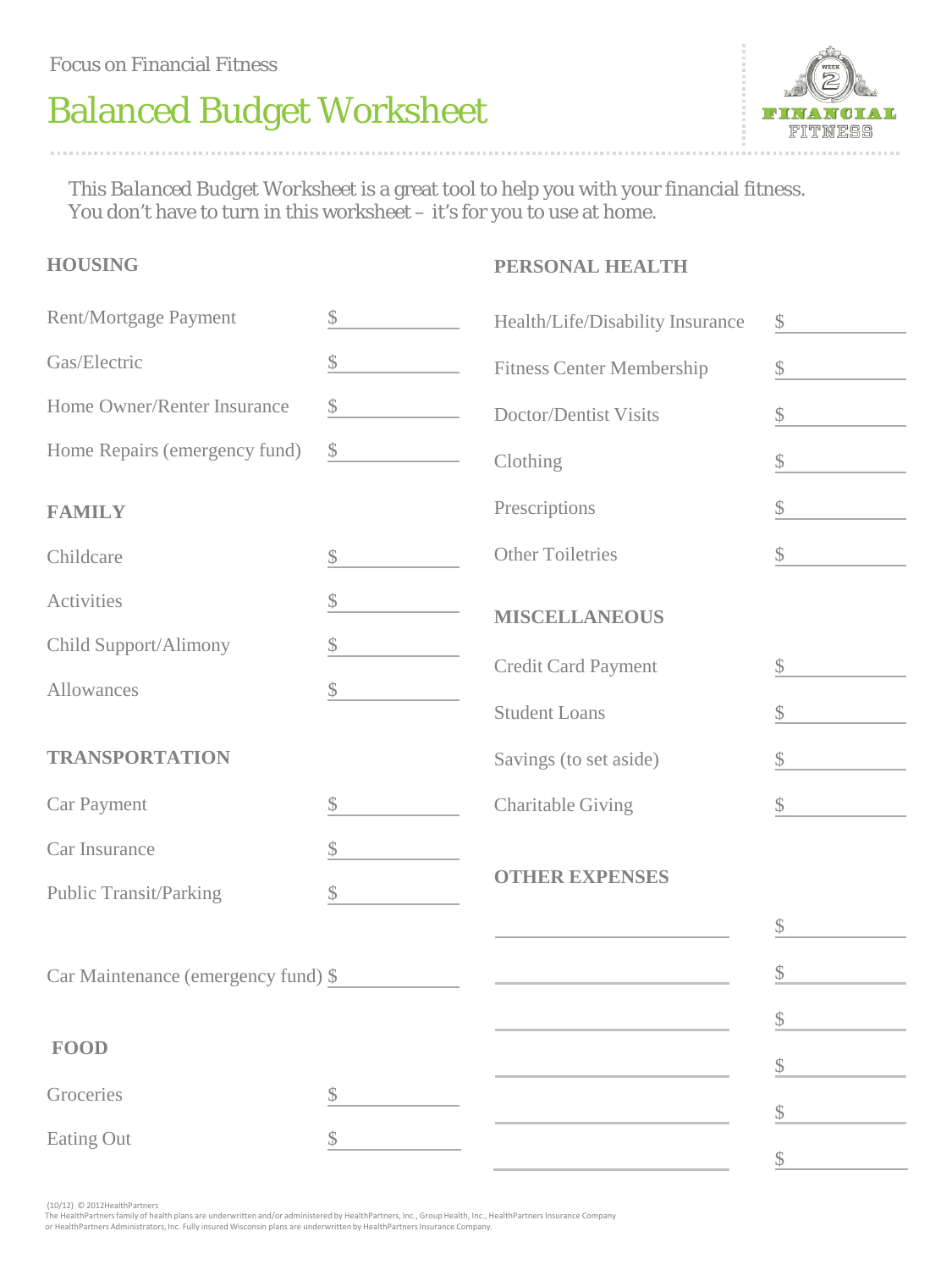Focus on Financial Fitness

# Balanced Budget Worksheet

FINANCIAL FITNESS

WEEK 2

*This Balanced Budget Worksheet is a great tool to help you with your financial fitness. You don't have to turn in this worksheet – it's for you to use at home.*

## HOUSING

Rent/Mortgage Payment $ __________

Gas/Electric $ __________

Home Owner/Renter Insurance $ __________

Home Repairs (emergency fund) $ __________

## FAMILY

Childcare $ __________

Activities $ __________

Child Support/Alimony $ __________

Allowances $ __________

## TRANSPORTATION

Car Payment $ __________

Car Insurance $ __________

Public Transit/Parking $ __________

Car Maintenance (emergency fund) $ __________

## FOOD

Groceries $ __________

Eating Out $ __________

## PERSONAL HEALTH

Health/Life/Disability Insurance $ __________

Fitness Center Membership $ __________

Doctor/Dentist Visits $ __________

Clothing $ __________

Prescriptions $ __________

Other Toiletries $ __________

## MISCELLANEOUS

Credit Card Payment $ __________

Student Loans $ __________

Savings (to set aside) $ __________

Charitable Giving $ __________

## OTHER EXPENSES

__________ $ __________

__________ $ __________

__________ $ __________

__________ $ __________

__________ $ __________

__________ $ __________

(10/12) © 2012HealthPartners
The HealthPartners family of health plans are underwritten and/or administered by HealthPartners, Inc., Group Health, Inc., HealthPartners Insurance Company or HealthPartners Administrators, Inc. Fully insured Wisconsin plans are underwritten by HealthPartners Insurance Company.